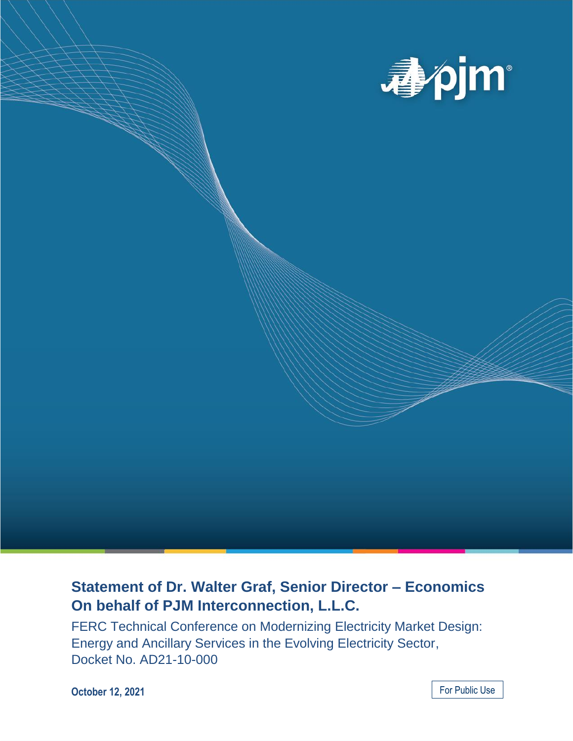# Statement of Dr. Walter Graf, Senior Director – Economics On behalf of PJM Interconnection, L.L.C.

FERC Technical Conference on Modernizing Electricity Market Design: Energy and Ancillary Services in the Evolving Electricity Sector, Docket No. AD21-10-000

**October 12, 2021**

For Public Use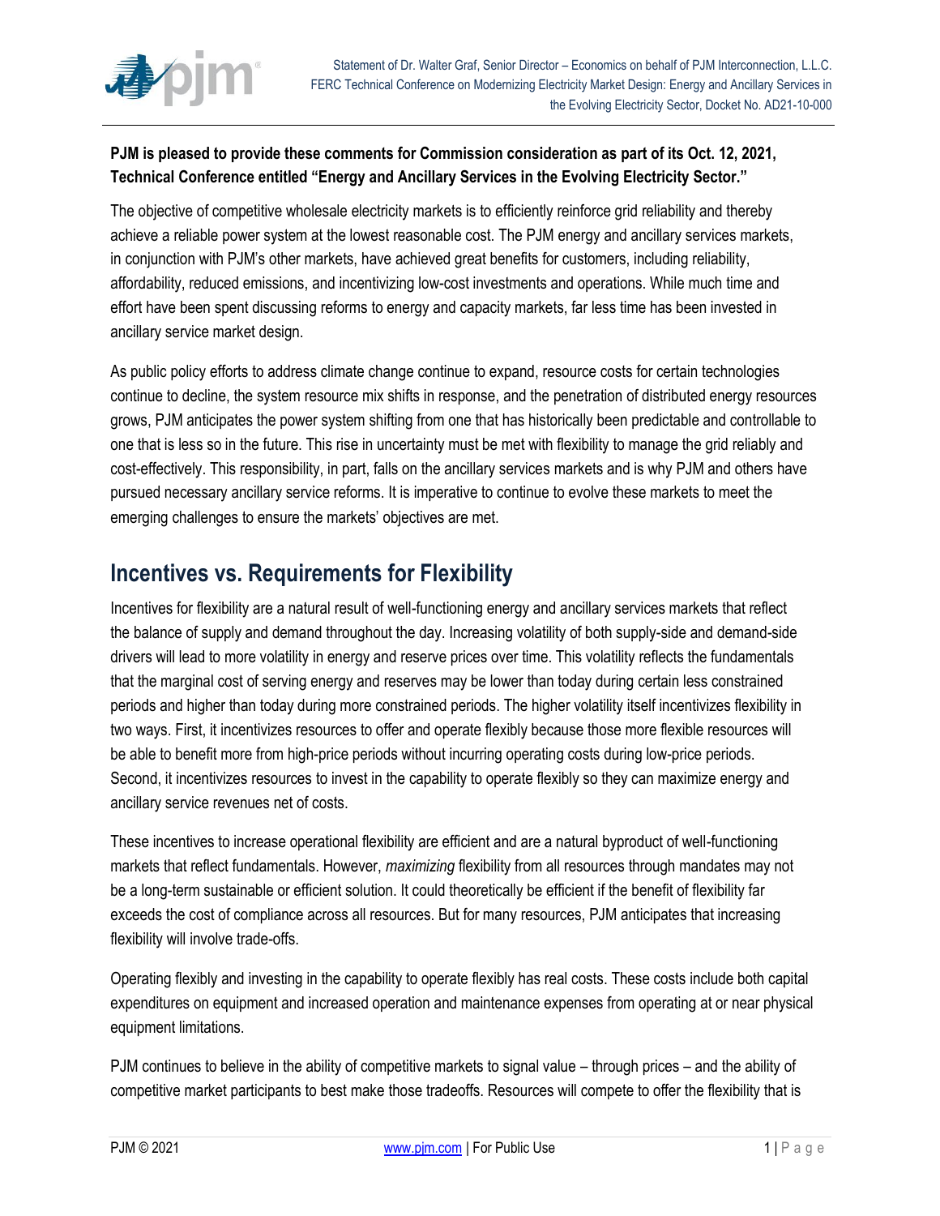**PJM is pleased to provide these comments for Commission consideration as part of its Oct. 12, 2021, Technical Conference entitled "Energy and Ancillary Services in the Evolving Electricity Sector."**

The objective of competitive wholesale electricity markets is to efficiently reinforce grid reliability and thereby achieve a reliable power system at the lowest reasonable cost. The PJM energy and ancillary services markets, in conjunction with PJM's other markets, have achieved great benefits for customers, including reliability, affordability, reduced emissions, and incentivizing low-cost investments and operations. While much time and effort have been spent discussing reforms to energy and capacity markets, far less time has been invested in ancillary service market design.

As public policy efforts to address climate change continue to expand, resource costs for certain technologies continue to decline, the system resource mix shifts in response, and the penetration of distributed energy resources grows, PJM anticipates the power system shifting from one that has historically been predictable and controllable to one that is less so in the future. This rise in uncertainty must be met with flexibility to manage the grid reliably and cost-effectively. This responsibility, in part, falls on the ancillary services markets and is why PJM and others have pursued necessary ancillary service reforms. It is imperative to continue to evolve these markets to meet the emerging challenges to ensure the markets' objectives are met.

## Incentives vs. Requirements for Flexibility

Incentives for flexibility are a natural result of well-functioning energy and ancillary services markets that reflect the balance of supply and demand throughout the day. Increasing volatility of both supply-side and demand-side drivers will lead to more volatility in energy and reserve prices over time. This volatility reflects the fundamentals that the marginal cost of serving energy and reserves may be lower than today during certain less constrained periods and higher than today during more constrained periods. The higher volatility itself incentivizes flexibility in two ways. First, it incentivizes resources to offer and operate flexibly because those more flexible resources will be able to benefit more from high-price periods without incurring operating costs during low-price periods. Second, it incentivizes resources to invest in the capability to operate flexibly so they can maximize energy and ancillary service revenues net of costs.

These incentives to increase operational flexibility are efficient and are a natural byproduct of well-functioning markets that reflect fundamentals. However, *maximizing* flexibility from all resources through mandates may not be a long-term sustainable or efficient solution. It could theoretically be efficient if the benefit of flexibility far exceeds the cost of compliance across all resources. But for many resources, PJM anticipates that increasing flexibility will involve trade-offs.

Operating flexibly and investing in the capability to operate flexibly has real costs. These costs include both capital expenditures on equipment and increased operation and maintenance expenses from operating at or near physical equipment limitations.

PJM continues to believe in the ability of competitive markets to signal value – through prices – and the ability of competitive market participants to best make those tradeoffs. Resources will compete to offer the flexibility that is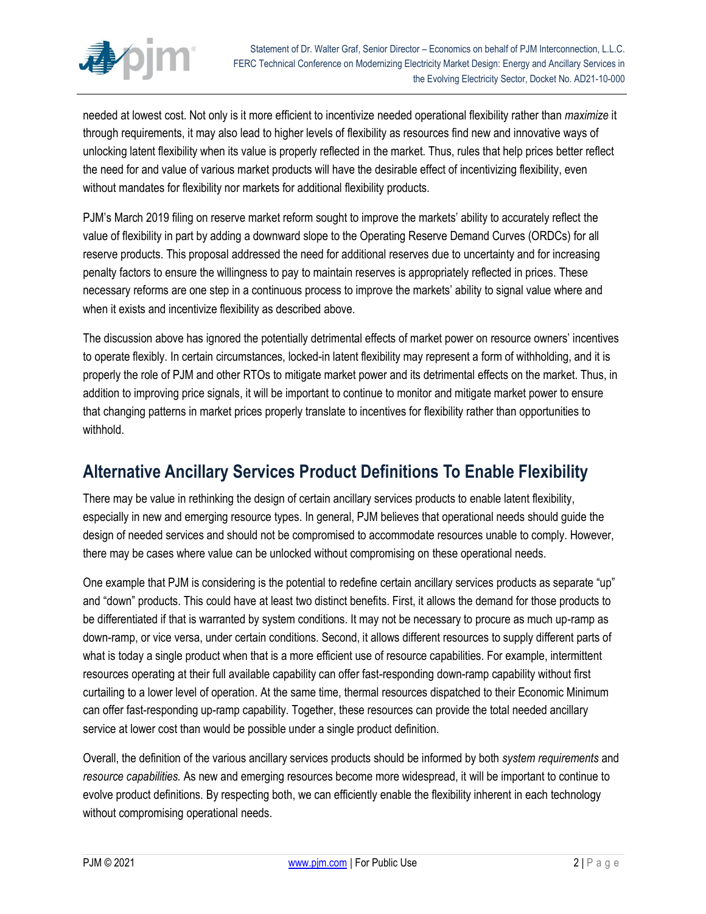needed at lowest cost. Not only is it more efficient to incentivize needed operational flexibility rather than *maximize* it through requirements, it may also lead to higher levels of flexibility as resources find new and innovative ways of unlocking latent flexibility when its value is properly reflected in the market. Thus, rules that help prices better reflect the need for and value of various market products will have the desirable effect of incentivizing flexibility, even without mandates for flexibility nor markets for additional flexibility products.

PJM's March 2019 filing on reserve market reform sought to improve the markets' ability to accurately reflect the value of flexibility in part by adding a downward slope to the Operating Reserve Demand Curves (ORDCs) for all reserve products. This proposal addressed the need for additional reserves due to uncertainty and for increasing penalty factors to ensure the willingness to pay to maintain reserves is appropriately reflected in prices. These necessary reforms are one step in a continuous process to improve the markets' ability to signal value where and when it exists and incentivize flexibility as described above.

The discussion above has ignored the potentially detrimental effects of market power on resource owners' incentives to operate flexibly. In certain circumstances, locked-in latent flexibility may represent a form of withholding, and it is properly the role of PJM and other RTOs to mitigate market power and its detrimental effects on the market. Thus, in addition to improving price signals, it will be important to continue to monitor and mitigate market power to ensure that changing patterns in market prices properly translate to incentives for flexibility rather than opportunities to withhold.

## Alternative Ancillary Services Product Definitions To Enable Flexibility

There may be value in rethinking the design of certain ancillary services products to enable latent flexibility, especially in new and emerging resource types. In general, PJM believes that operational needs should guide the design of needed services and should not be compromised to accommodate resources unable to comply. However, there may be cases where value can be unlocked without compromising on these operational needs.

One example that PJM is considering is the potential to redefine certain ancillary services products as separate "up" and "down" products. This could have at least two distinct benefits. First, it allows the demand for those products to be differentiated if that is warranted by system conditions. It may not be necessary to procure as much up-ramp as down-ramp, or vice versa, under certain conditions. Second, it allows different resources to supply different parts of what is today a single product when that is a more efficient use of resource capabilities. For example, intermittent resources operating at their full available capability can offer fast-responding down-ramp capability without first curtailing to a lower level of operation. At the same time, thermal resources dispatched to their Economic Minimum can offer fast-responding up-ramp capability. Together, these resources can provide the total needed ancillary service at lower cost than would be possible under a single product definition.

Overall, the definition of the various ancillary services products should be informed by both *system requirements* and *resource capabilities.* As new and emerging resources become more widespread, it will be important to continue to evolve product definitions. By respecting both, we can efficiently enable the flexibility inherent in each technology without compromising operational needs.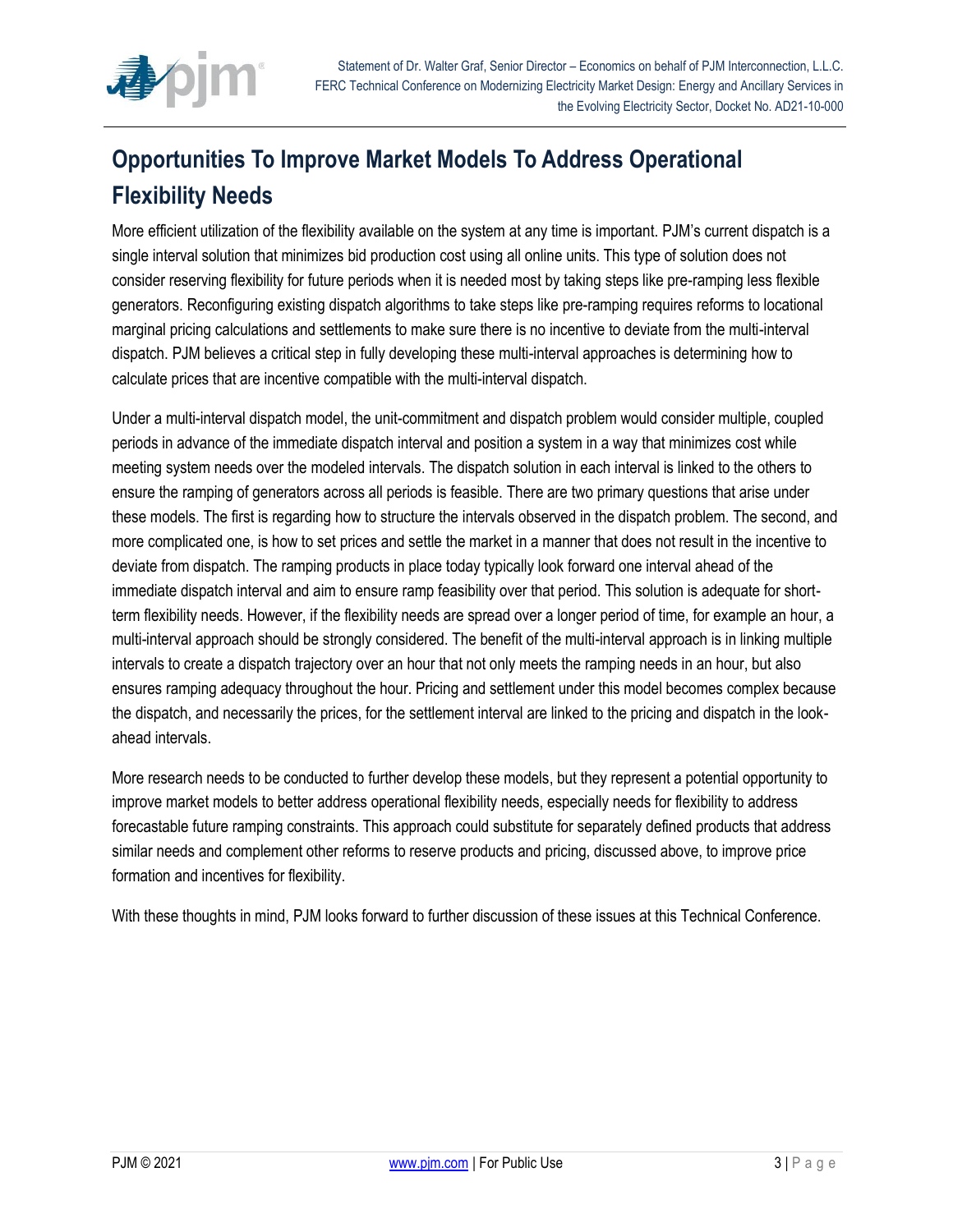## Opportunities To Improve Market Models To Address Operational Flexibility Needs

More efficient utilization of the flexibility available on the system at any time is important. PJM's current dispatch is a single interval solution that minimizes bid production cost using all online units. This type of solution does not consider reserving flexibility for future periods when it is needed most by taking steps like pre-ramping less flexible generators. Reconfiguring existing dispatch algorithms to take steps like pre-ramping requires reforms to locational marginal pricing calculations and settlements to make sure there is no incentive to deviate from the multi-interval dispatch. PJM believes a critical step in fully developing these multi-interval approaches is determining how to calculate prices that are incentive compatible with the multi-interval dispatch.

Under a multi-interval dispatch model, the unit-commitment and dispatch problem would consider multiple, coupled periods in advance of the immediate dispatch interval and position a system in a way that minimizes cost while meeting system needs over the modeled intervals. The dispatch solution in each interval is linked to the others to ensure the ramping of generators across all periods is feasible. There are two primary questions that arise under these models. The first is regarding how to structure the intervals observed in the dispatch problem. The second, and more complicated one, is how to set prices and settle the market in a manner that does not result in the incentive to deviate from dispatch. The ramping products in place today typically look forward one interval ahead of the immediate dispatch interval and aim to ensure ramp feasibility over that period. This solution is adequate for short-term flexibility needs. However, if the flexibility needs are spread over a longer period of time, for example an hour, a multi-interval approach should be strongly considered. The benefit of the multi-interval approach is in linking multiple intervals to create a dispatch trajectory over an hour that not only meets the ramping needs in an hour, but also ensures ramping adequacy throughout the hour. Pricing and settlement under this model becomes complex because the dispatch, and necessarily the prices, for the settlement interval are linked to the pricing and dispatch in the look-ahead intervals.

More research needs to be conducted to further develop these models, but they represent a potential opportunity to improve market models to better address operational flexibility needs, especially needs for flexibility to address forecastable future ramping constraints. This approach could substitute for separately defined products that address similar needs and complement other reforms to reserve products and pricing, discussed above, to improve price formation and incentives for flexibility.

With these thoughts in mind, PJM looks forward to further discussion of these issues at this Technical Conference.